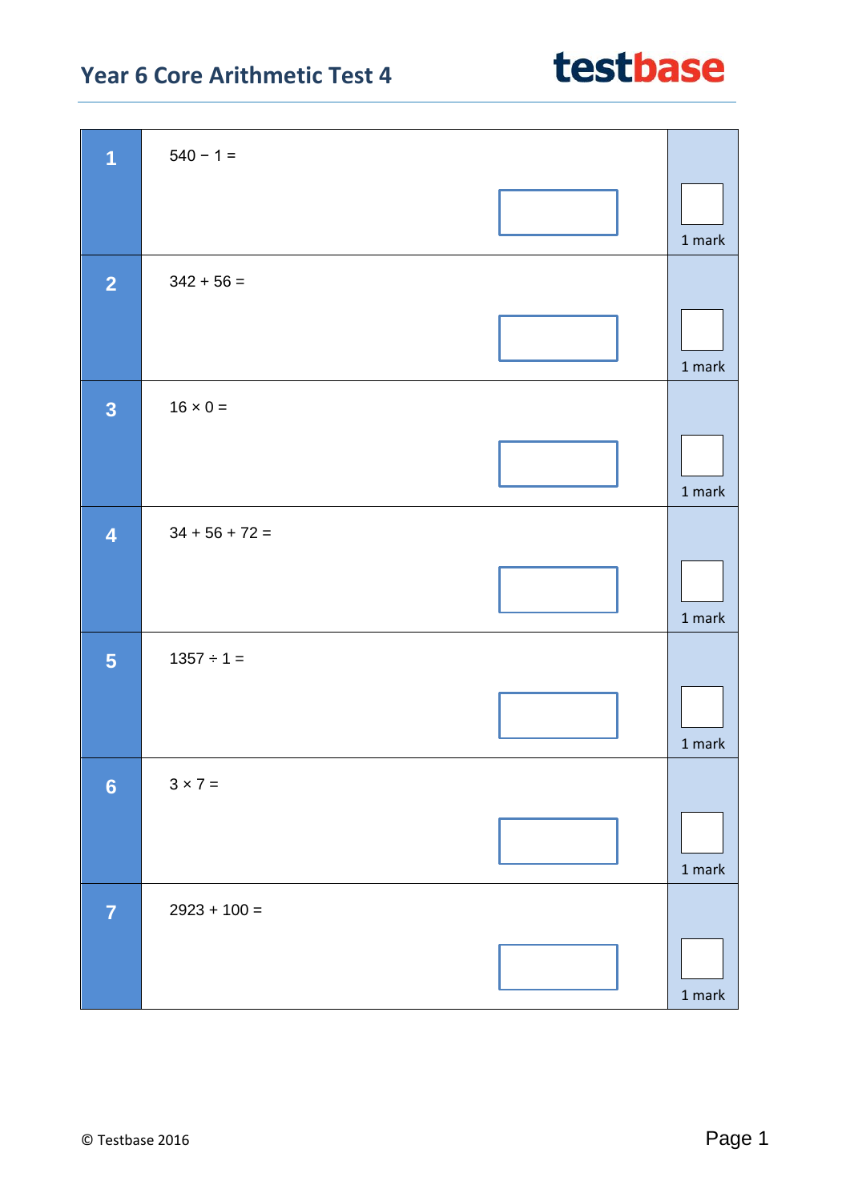# Year 6 Core Arithmetic Test 4

**testbase**

| | | |
|---|---|---|
| **1** | $540 - 1 =$ | 1 mark |
| **2** | $342 + 56 =$ | 1 mark |
| **3** | $16 \times 0 =$ | 1 mark |
| **4** | $34 + 56 + 72 =$ | 1 mark |
| **5** | $1357 \div 1 =$ | 1 mark |
| **6** | $3 \times 7 =$ | 1 mark |
| **7** | $2923 + 100 =$ | 1 mark |

© Testbase 2016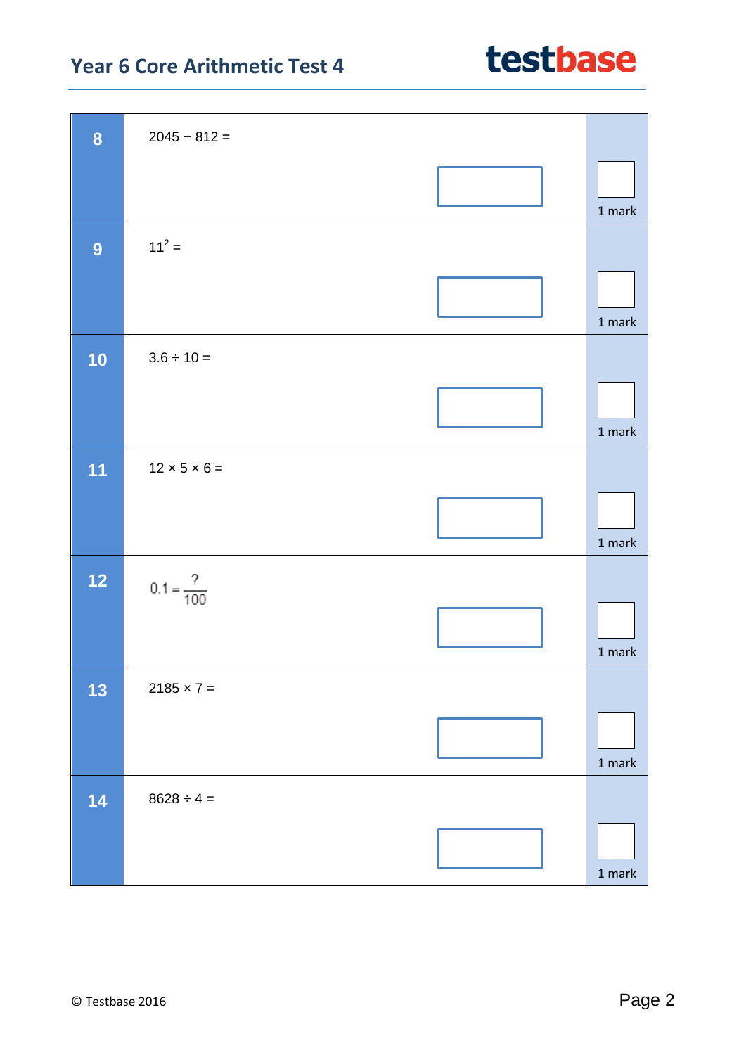| Question | | Marks |
|---|---|---|
| **8** | $2045 - 812 =$ | 1 mark |
| **9** | $11^2 =$ | 1 mark |
| **10** | $3.6 \div 10 =$ | 1 mark |
| **11** | $12 \times 5 \times 6 =$ | 1 mark |
| **12** | $0.1 = \frac{?}{100}$ | 1 mark |
| **13** | $2185 \times 7 =$ | 1 mark |
| **14** | $8628 \div 4 =$ | 1 mark |

© Testbase 2016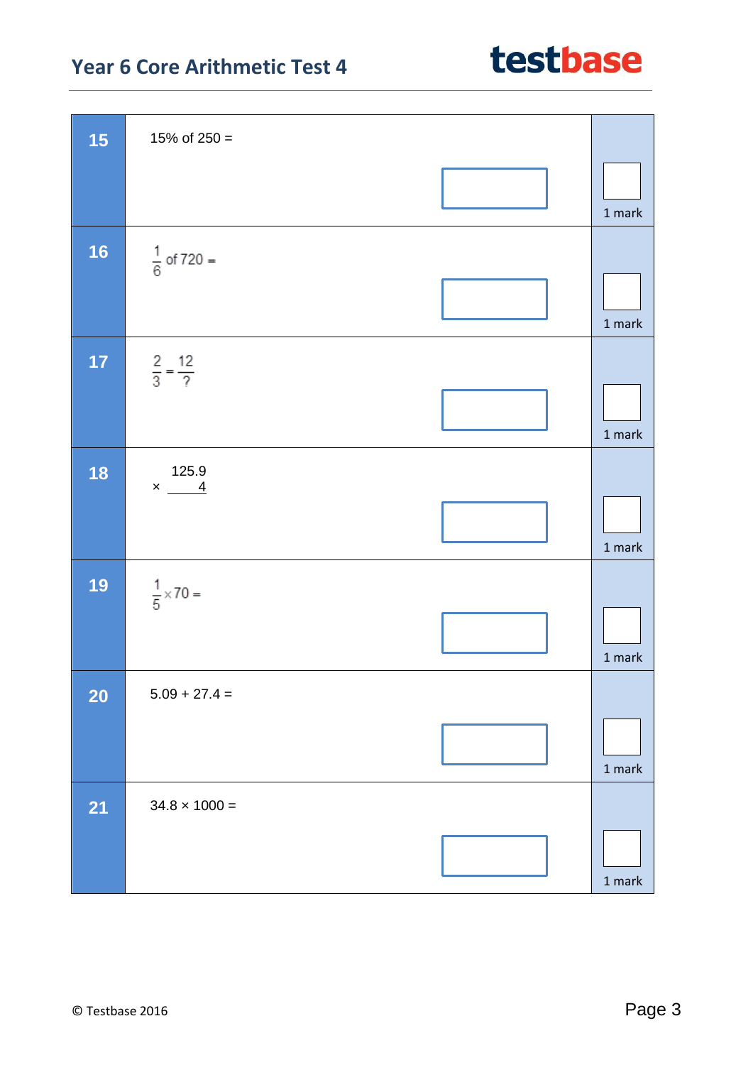**15**

15% of 250 =

1 mark

**16**

$\frac{1}{6}$ of 720 =

1 mark

**17**

$\frac{2}{3} = \frac{12}{?}$

1 mark

**18**

$$\begin{array}{r} 125.9 \\ \times \quad 4 \\ \hline \end{array}$$

1 mark

**19**

$\frac{1}{5} \times 70 =$

1 mark

**20**

5.09 + 27.4 =

1 mark

**21**

34.8 × 1000 =

1 mark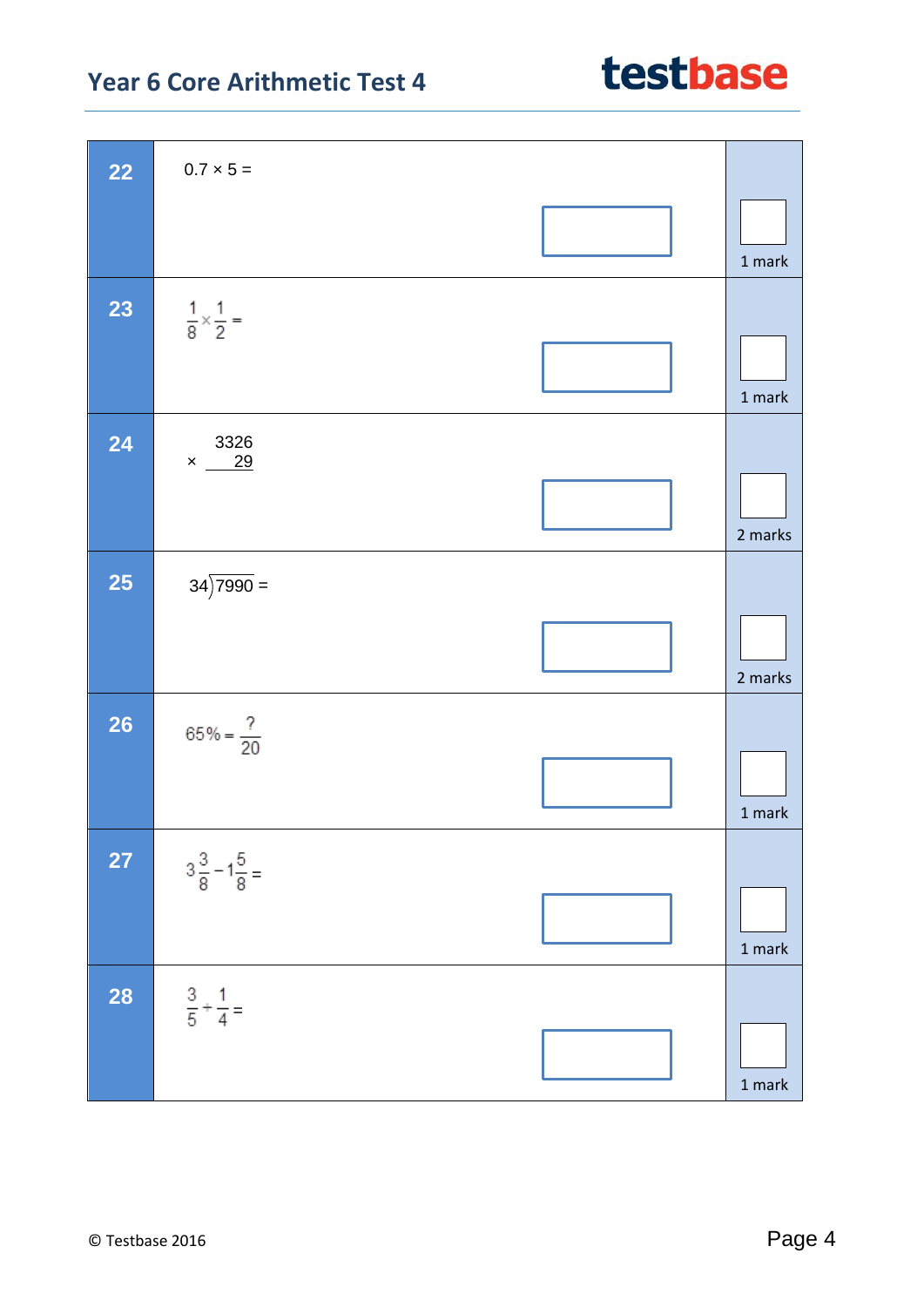**22** $0.7 \times 5 =$

1 mark

**23** $\frac{1}{8} \times \frac{1}{2} =$

1 mark

**24**

$$\begin{array}{r} 3326 \\ \times \quad 29 \\ \hline \end{array}$$

2 marks

**25** $34\overline{)7990} =$

2 marks

**26** $65\% = \frac{?}{20}$

1 mark

**27** $3\frac{3}{8} - 1\frac{5}{8} =$

1 mark

**28** $\frac{3}{5} + \frac{1}{4} =$

1 mark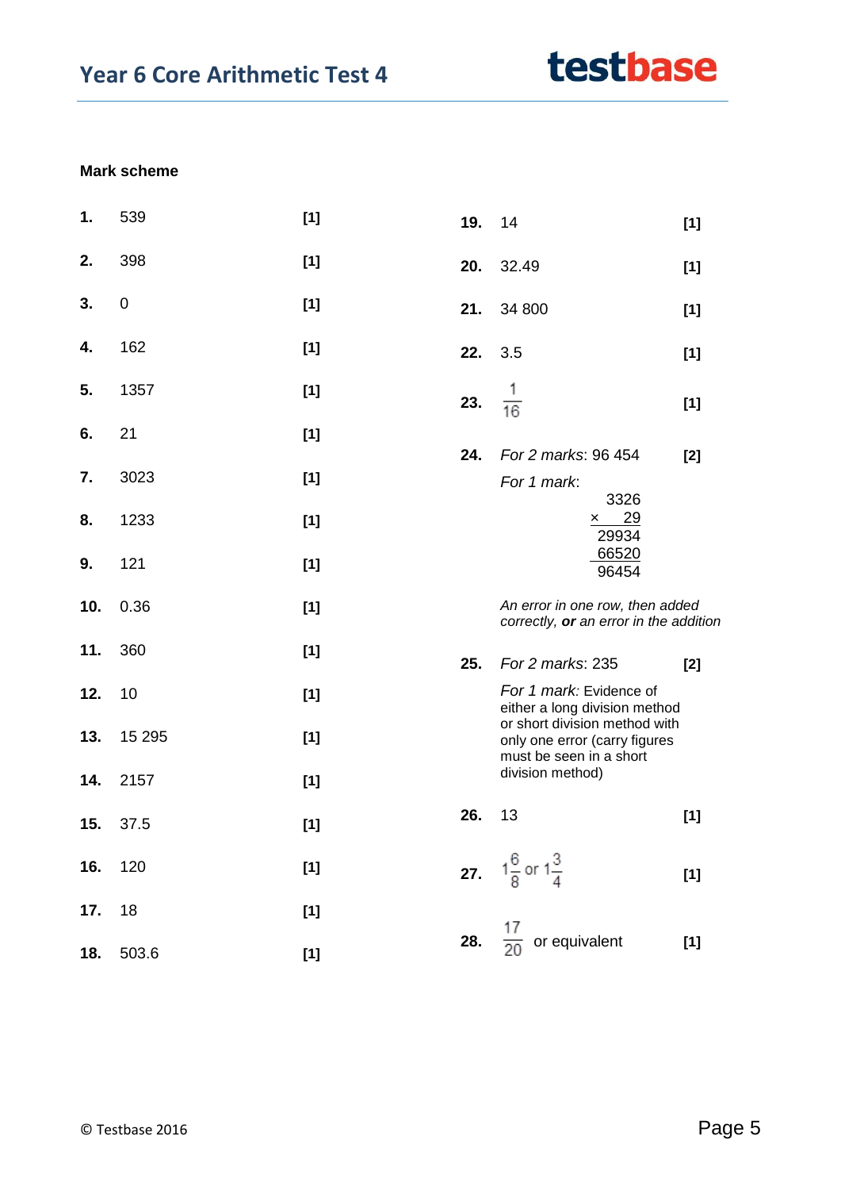**Mark scheme**

| | | |
|---|---|---|
| **1.** | 539 | **[1]** |
| **2.** | 398 | **[1]** |
| **3.** | 0 | **[1]** |
| **4.** | 162 | **[1]** |
| **5.** | 1357 | **[1]** |
| **6.** | 21 | **[1]** |
| **7.** | 3023 | **[1]** |
| **8.** | 1233 | **[1]** |
| **9.** | 121 | **[1]** |
| **10.** | 0.36 | **[1]** |
| **11.** | 360 | **[1]** |
| **12.** | 10 | **[1]** |
| **13.** | 15 295 | **[1]** |
| **14.** | 2157 | **[1]** |
| **15.** | 37.5 | **[1]** |
| **16.** | 120 | **[1]** |
| **17.** | 18 | **[1]** |
| **18.** | 503.6 | **[1]** |
| **19.** | 14 | **[1]** |
| **20.** | 32.49 | **[1]** |
| **21.** | 34 800 | **[1]** |
| **22.** | 3.5 | **[1]** |
| **23.** | $\frac{1}{16}$ | **[1]** |
| **24.** | *For 2 marks*: 96 454 | **[2]** |
| **25.** | *For 2 marks*: 235 | **[2]** |
| **26.** | 13 | **[1]** |
| **27.** | $1\frac{6}{8}$ or $1\frac{3}{4}$ | **[1]** |
| **28.** | $\frac{17}{20}$ or equivalent | **[1]** |

**24.** *For 1 mark*:

```
  3326
×   29
 29934
 66520
 96454
```

*An error in one row, then added correctly, **or** an error in the addition*

**25.** *For 1 mark:* Evidence of either a long division method or short division method with only one error (carry figures must be seen in a short division method)